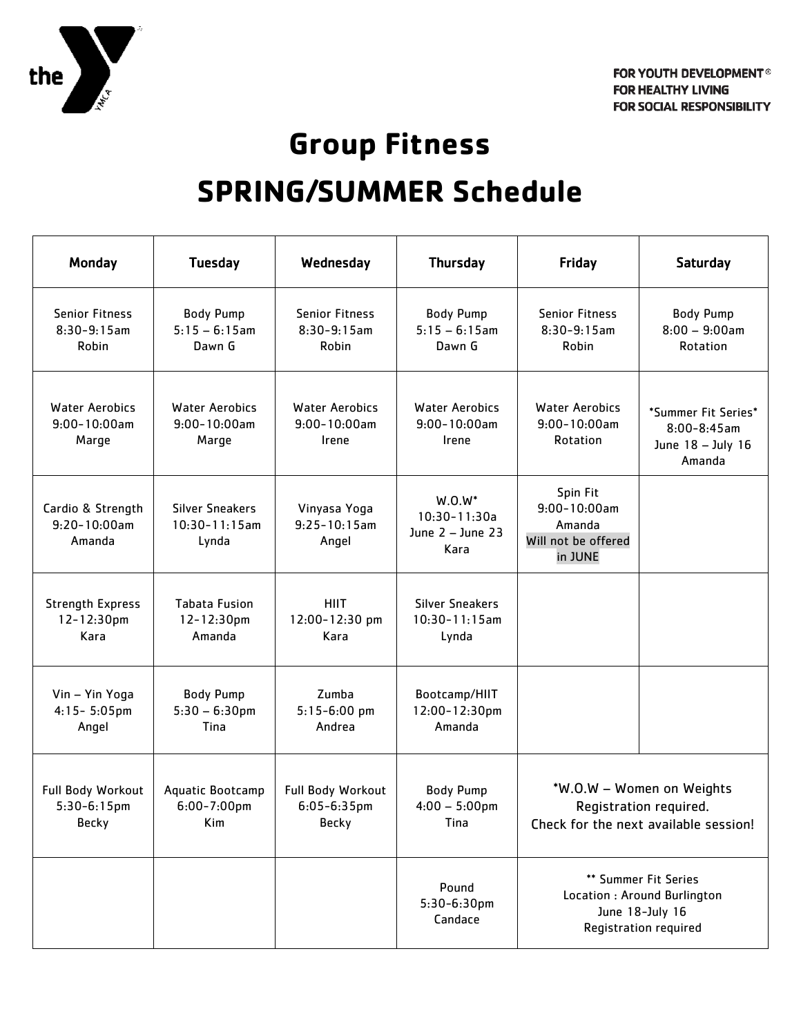FOR YOUTH DEVELOPMENT®
FOR HEALTHY LIVING
FOR SOCIAL RESPONSIBILITY

# Group Fitness

# SPRING/SUMMER Schedule

| Monday | Tuesday | Wednesday | Thursday | Friday | Saturday |
|---|---|---|---|---|---|
| Senior Fitness 8:30-9:15am Robin | Body Pump 5:15 – 6:15am Dawn G | Senior Fitness 8:30-9:15am Robin | Body Pump 5:15 – 6:15am Dawn G | Senior Fitness 8:30-9:15am Robin | Body Pump 8:00 – 9:00am Rotation |
| Water Aerobics 9:00-10:00am Marge | Water Aerobics 9:00-10:00am Marge | Water Aerobics 9:00-10:00am Irene | Water Aerobics 9:00-10:00am Irene | Water Aerobics 9:00-10:00am Rotation | *Summer Fit Series* 8:00-8:45am June 18 – July 16 Amanda |
| Cardio & Strength 9:20-10:00am Amanda | Silver Sneakers 10:30-11:15am Lynda | Vinyasa Yoga 9:25-10:15am Angel | W.O.W* 10:30-11:30a June 2 – June 23 Kara | Spin Fit 9:00-10:00am Amanda Will not be offered in JUNE | |
| Strength Express 12-12:30pm Kara | Tabata Fusion 12-12:30pm Amanda | HIIT 12:00-12:30 pm Kara | Silver Sneakers 10:30-11:15am Lynda | | |
| Vin – Yin Yoga 4:15- 5:05pm Angel | Body Pump 5:30 – 6:30pm Tina | Zumba 5:15-6:00 pm Andrea | Bootcamp/HIIT 12:00-12:30pm Amanda | | |
| Full Body Workout 5:30-6:15pm Becky | Aquatic Bootcamp 6:00-7:00pm Kim | Full Body Workout 6:05-6:35pm Becky | Body Pump 4:00 – 5:00pm Tina | *W.O.W – Women on Weights Registration required. Check for the next available session! | |
| | | | Pound 5:30-6:30pm Candace | ** Summer Fit Series Location : Around Burlington June 18-July 16 Registration required | |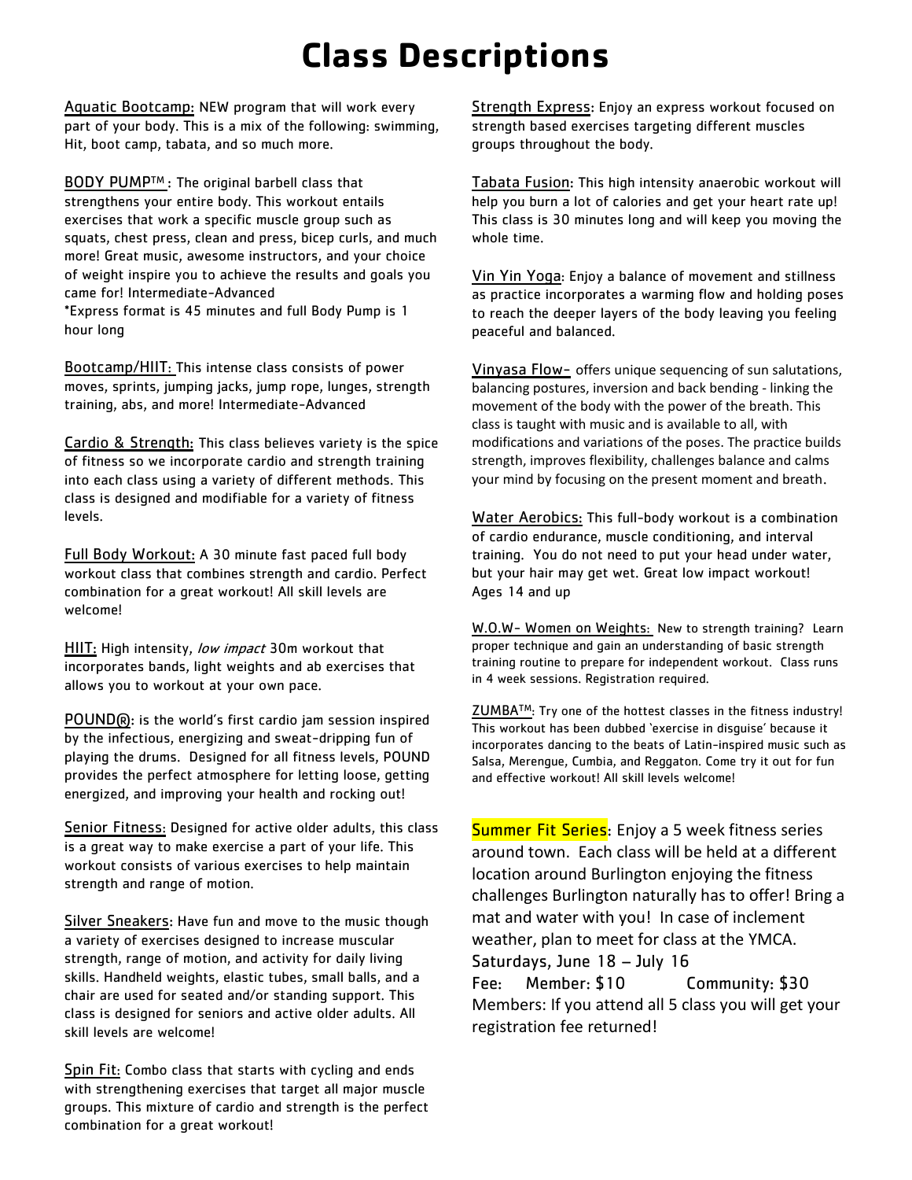# Class Descriptions

Aquatic Bootcamp: NEW program that will work every part of your body. This is a mix of the following: swimming, Hit, boot camp, tabata, and so much more.

BODY PUMP™ : The original barbell class that strengthens your entire body. This workout entails exercises that work a specific muscle group such as squats, chest press, clean and press, bicep curls, and much more! Great music, awesome instructors, and your choice of weight inspire you to achieve the results and goals you came for! Intermediate-Advanced
*Express format is 45 minutes and full Body Pump is 1 hour long

Bootcamp/HIIT: This intense class consists of power moves, sprints, jumping jacks, jump rope, lunges, strength training, abs, and more! Intermediate-Advanced

Cardio & Strength: This class believes variety is the spice of fitness so we incorporate cardio and strength training into each class using a variety of different methods. This class is designed and modifiable for a variety of fitness levels.

Full Body Workout: A 30 minute fast paced full body workout class that combines strength and cardio. Perfect combination for a great workout! All skill levels are welcome!

HIIT: High intensity, *low impact* 30m workout that incorporates bands, light weights and ab exercises that allows you to workout at your own pace.

POUND®: is the world's first cardio jam session inspired by the infectious, energizing and sweat-dripping fun of playing the drums. Designed for all fitness levels, POUND provides the perfect atmosphere for letting loose, getting energized, and improving your health and rocking out!

Senior Fitness: Designed for active older adults, this class is a great way to make exercise a part of your life. This workout consists of various exercises to help maintain strength and range of motion.

Silver Sneakers: Have fun and move to the music though a variety of exercises designed to increase muscular strength, range of motion, and activity for daily living skills. Handheld weights, elastic tubes, small balls, and a chair are used for seated and/or standing support. This class is designed for seniors and active older adults. All skill levels are welcome!

Spin Fit: Combo class that starts with cycling and ends with strengthening exercises that target all major muscle groups. This mixture of cardio and strength is the perfect combination for a great workout!

Strength Express: Enjoy an express workout focused on strength based exercises targeting different muscles groups throughout the body.

Tabata Fusion: This high intensity anaerobic workout will help you burn a lot of calories and get your heart rate up! This class is 30 minutes long and will keep you moving the whole time.

Vin Yin Yoga: Enjoy a balance of movement and stillness as practice incorporates a warming flow and holding poses to reach the deeper layers of the body leaving you feeling peaceful and balanced.

Vinyasa Flow- offers unique sequencing of sun salutations, balancing postures, inversion and back bending - linking the movement of the body with the power of the breath. This class is taught with music and is available to all, with modifications and variations of the poses. The practice builds strength, improves flexibility, challenges balance and calms your mind by focusing on the present moment and breath.

Water Aerobics: This full-body workout is a combination of cardio endurance, muscle conditioning, and interval training. You do not need to put your head under water, but your hair may get wet. Great low impact workout! Ages 14 and up

W.O.W- Women on Weights: New to strength training? Learn proper technique and gain an understanding of basic strength training routine to prepare for independent workout. Class runs in 4 week sessions. Registration required.

ZUMBA™: Try one of the hottest classes in the fitness industry! This workout has been dubbed 'exercise in disguise' because it incorporates dancing to the beats of Latin-inspired music such as Salsa, Merengue, Cumbia, and Reggaton. Come try it out for fun and effective workout! All skill levels welcome!

Summer Fit Series: Enjoy a 5 week fitness series around town. Each class will be held at a different location around Burlington enjoying the fitness challenges Burlington naturally has to offer! Bring a mat and water with you! In case of inclement weather, plan to meet for class at the YMCA.
Saturdays, June 18 – July 16
Fee: Member: $10 Community: $30
Members: If you attend all 5 class you will get your registration fee returned!